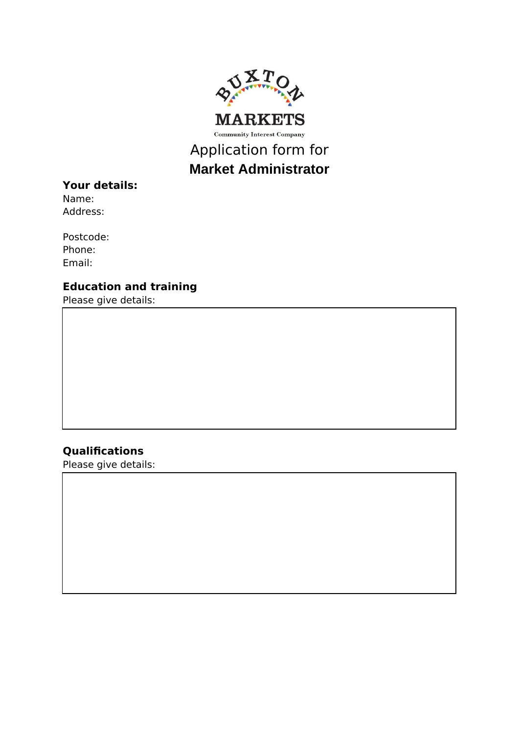BUXTON MARKETS
Community Interest Company

# Application form for
# **Market Administrator**

**Your details:**

Name:
Address:

Postcode:
Phone:
Email:

**Education and training**

Please give details:

**Qualifications**

Please give details: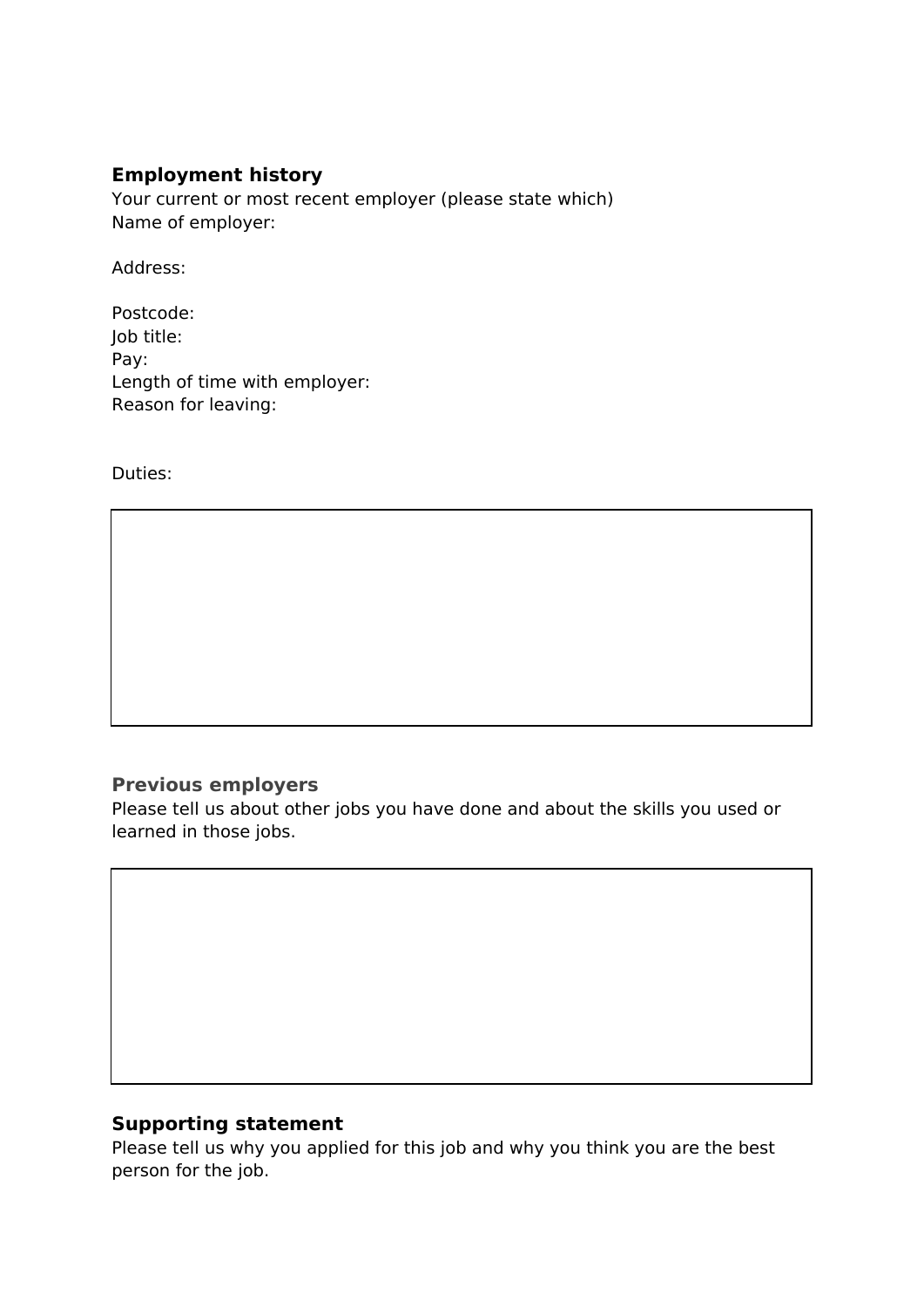## Employment history

Your current or most recent employer (please state which)

Name of employer:

Address:

Postcode:

Job title:

Pay:

Length of time with employer:

Reason for leaving:

Duties:

|   |
|---|
|   |

## Previous employers

Please tell us about other jobs you have done and about the skills you used or learned in those jobs.

|   |
|---|
|   |

## Supporting statement

Please tell us why you applied for this job and why you think you are the best person for the job.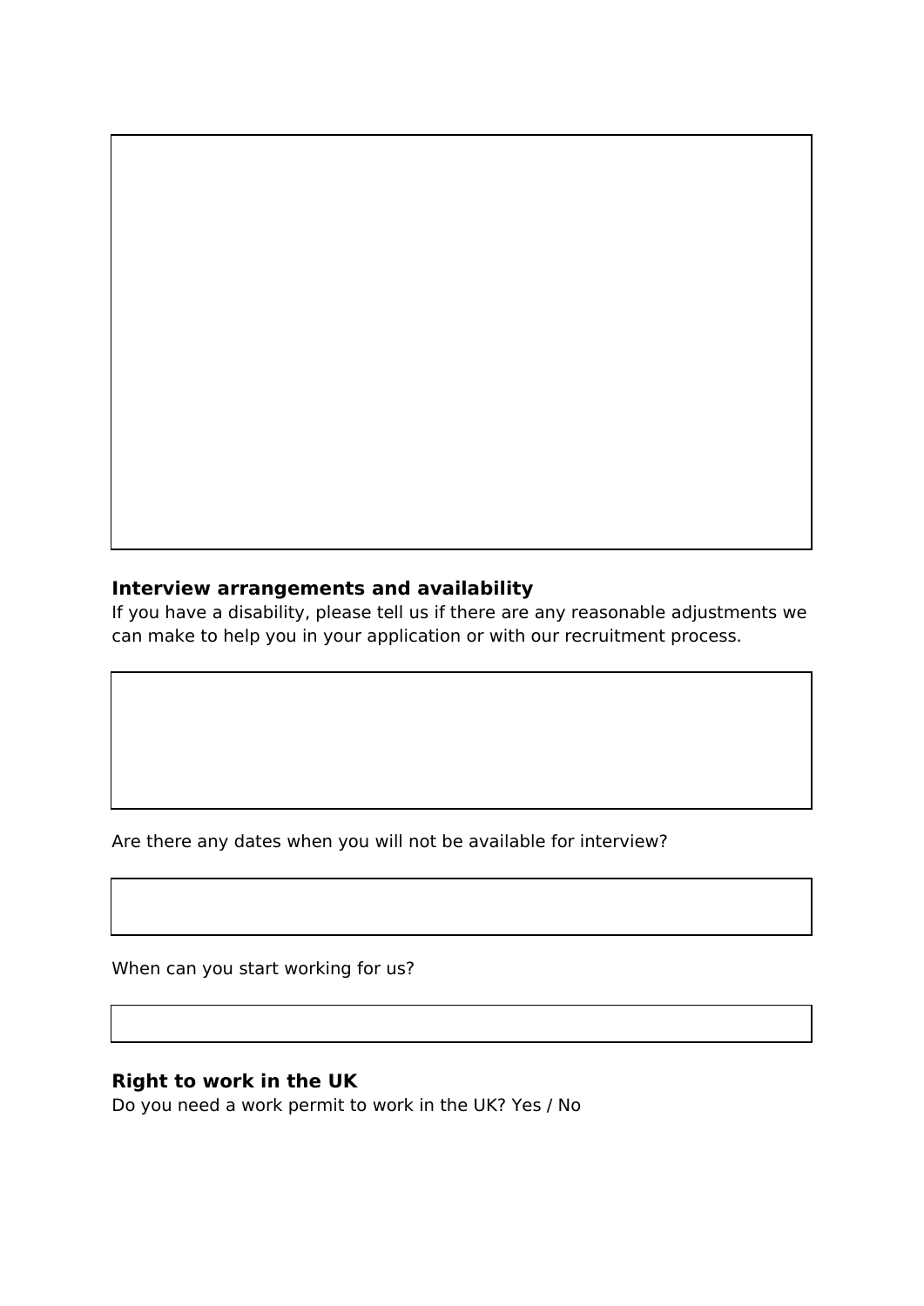**Interview arrangements and availability**

If you have a disability, please tell us if there are any reasonable adjustments we can make to help you in your application or with our recruitment process.

Are there any dates when you will not be available for interview?

When can you start working for us?

**Right to work in the UK**

Do you need a work permit to work in the UK? Yes / No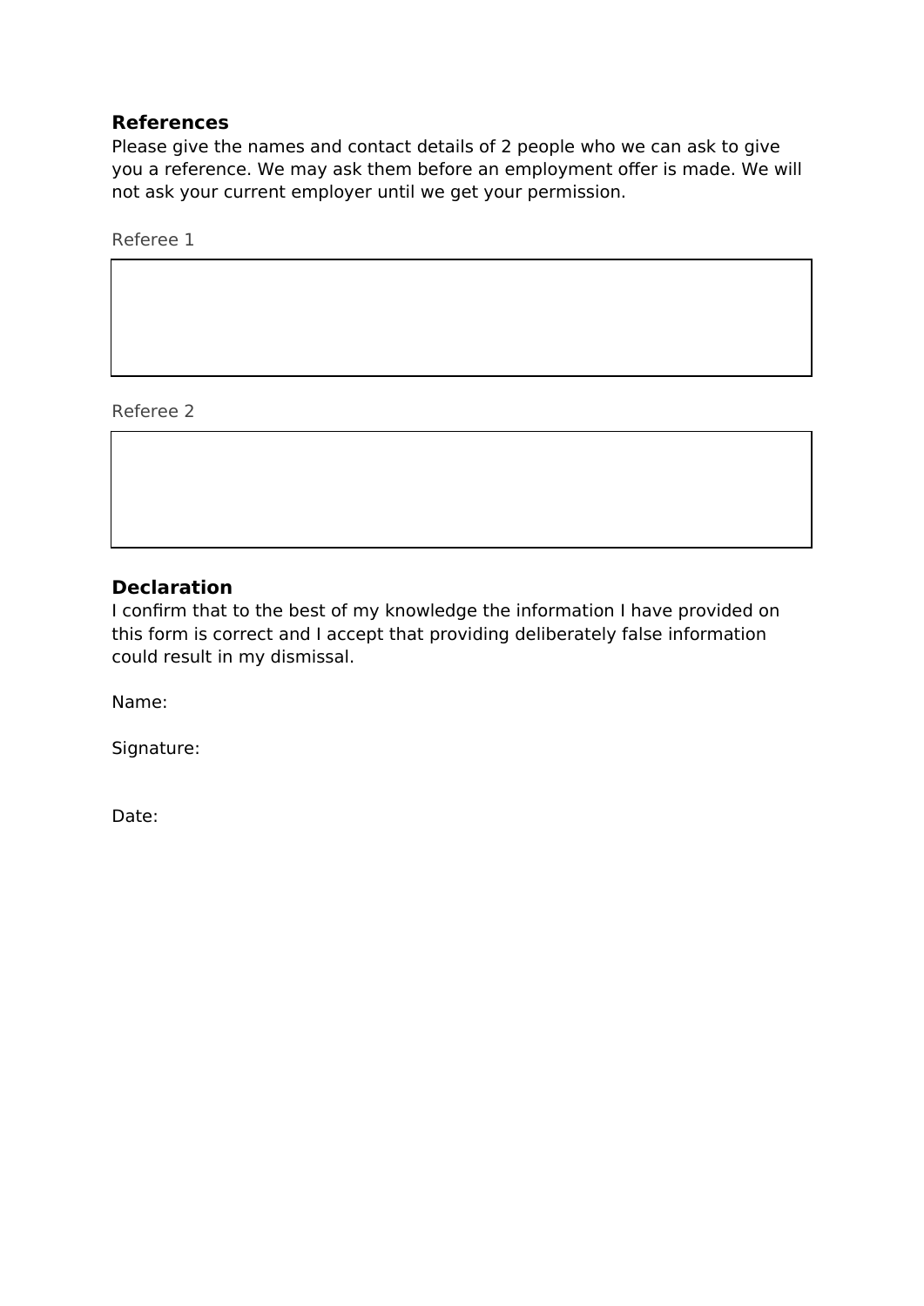## References

Please give the names and contact details of 2 people who we can ask to give you a reference. We may ask them before an employment offer is made. We will not ask your current employer until we get your permission.

Referee 1

| |
|---|
| |

Referee 2

| |
|---|
| |

## Declaration

I confirm that to the best of my knowledge the information I have provided on this form is correct and I accept that providing deliberately false information could result in my dismissal.

Name:

Signature:

Date: